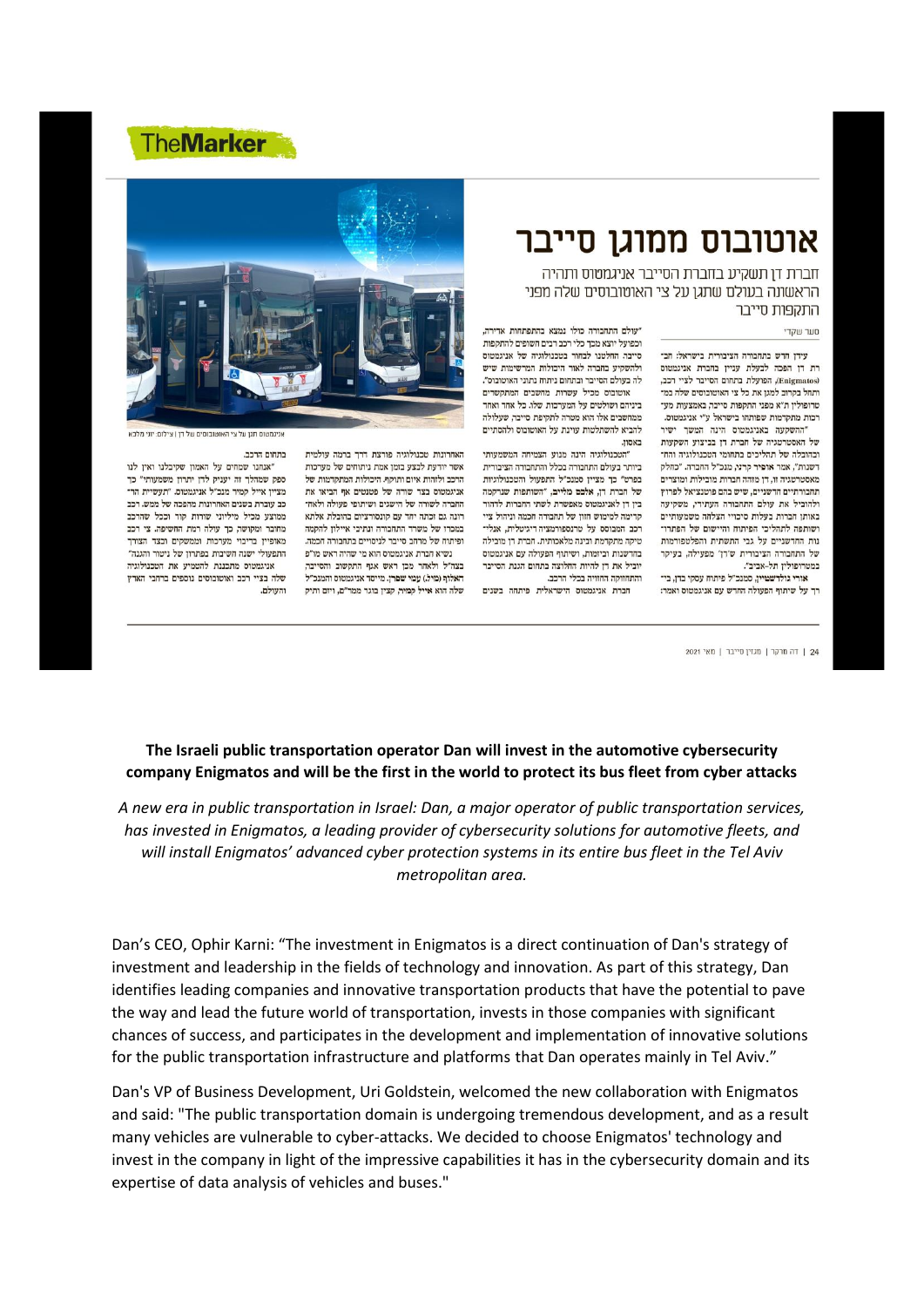TheMarker

# אוטובוס ממוגן סייבר

חברת דן תשקיע בחברת הסייבר אניגמטוס ותהיה הראשונה בעולם שתגן על צי האוטובוסים שלה מפני התקפות סייבר

סער שקדי

**The Israeli public transportation operator Dan will invest in the automotive cybersecurity company Enigmatos and will be the first in the world to protect its bus fleet from cyber attacks**

*A new era in public transportation in Israel: Dan, a major operator of public transportation services, has invested in Enigmatos, a leading provider of cybersecurity solutions for automotive fleets, and will install Enigmatos' advanced cyber protection systems in its entire bus fleet in the Tel Aviv metropolitan area.*

Dan's CEO, Ophir Karni: "The investment in Enigmatos is a direct continuation of Dan's strategy of investment and leadership in the fields of technology and innovation. As part of this strategy, Dan identifies leading companies and innovative transportation products that have the potential to pave the way and lead the future world of transportation, invests in those companies with significant chances of success, and participates in the development and implementation of innovative solutions for the public transportation infrastructure and platforms that Dan operates mainly in Tel Aviv."

Dan's VP of Business Development, Uri Goldstein, welcomed the new collaboration with Enigmatos and said: "The public transportation domain is undergoing tremendous development, and as a result many vehicles are vulnerable to cyber-attacks. We decided to choose Enigmatos' technology and invest in the company in light of the impressive capabilities it has in the cybersecurity domain and its expertise of data analysis of vehicles and buses."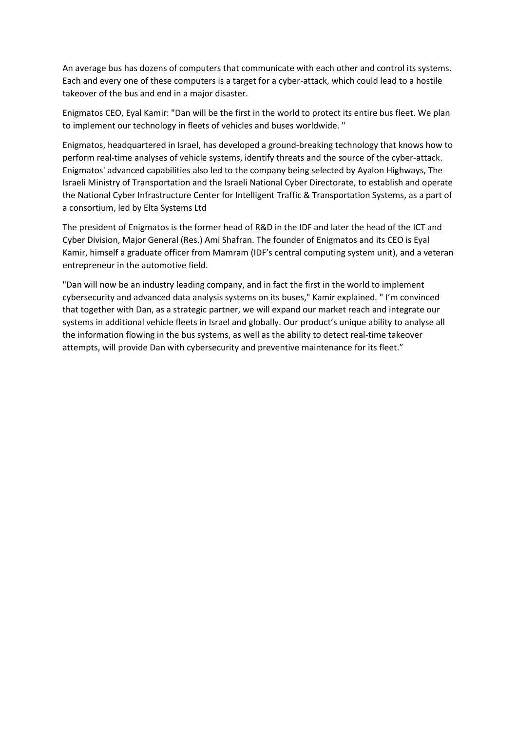An average bus has dozens of computers that communicate with each other and control its systems. Each and every one of these computers is a target for a cyber-attack, which could lead to a hostile takeover of the bus and end in a major disaster.

Enigmatos CEO, Eyal Kamir: "Dan will be the first in the world to protect its entire bus fleet. We plan to implement our technology in fleets of vehicles and buses worldwide. "

Enigmatos, headquartered in Israel, has developed a ground-breaking technology that knows how to perform real-time analyses of vehicle systems, identify threats and the source of the cyber-attack. Enigmatos' advanced capabilities also led to the company being selected by Ayalon Highways, The Israeli Ministry of Transportation and the Israeli National Cyber Directorate, to establish and operate the National Cyber Infrastructure Center for Intelligent Traffic & Transportation Systems, as a part of a consortium, led by Elta Systems Ltd

The president of Enigmatos is the former head of R&D in the IDF and later the head of the ICT and Cyber Division, Major General (Res.) Ami Shafran. The founder of Enigmatos and its CEO is Eyal Kamir, himself a graduate officer from Mamram (IDF's central computing system unit), and a veteran entrepreneur in the automotive field.

"Dan will now be an industry leading company, and in fact the first in the world to implement cybersecurity and advanced data analysis systems on its buses," Kamir explained. " I'm convinced that together with Dan, as a strategic partner, we will expand our market reach and integrate our systems in additional vehicle fleets in Israel and globally. Our product's unique ability to analyse all the information flowing in the bus systems, as well as the ability to detect real-time takeover attempts, will provide Dan with cybersecurity and preventive maintenance for its fleet."